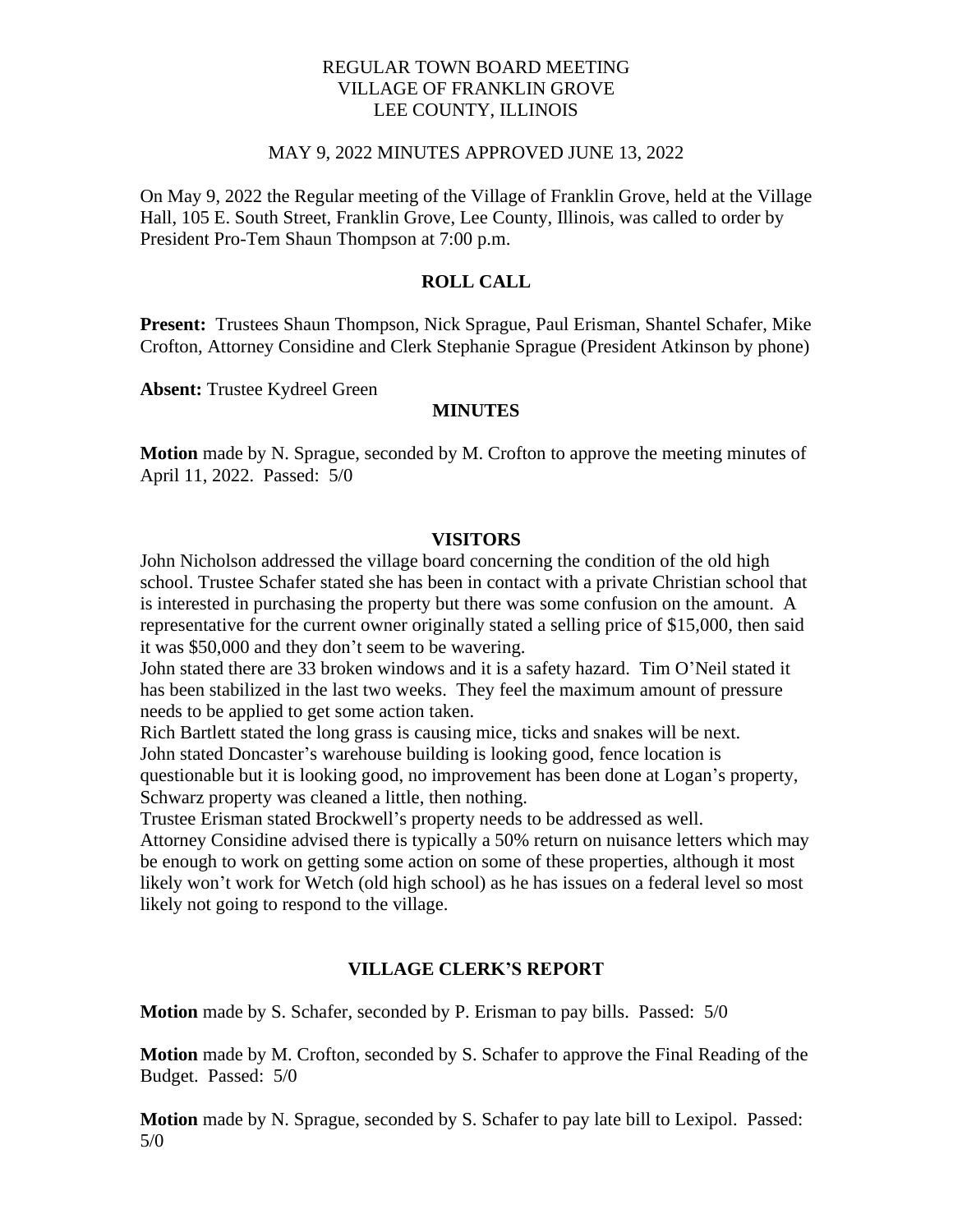# REGULAR TOWN BOARD MEETING
# VILLAGE OF FRANKLIN GROVE
# LEE COUNTY, ILLINOIS

MAY 9, 2022 MINUTES APPROVED JUNE 13, 2022

On May 9, 2022 the Regular meeting of the Village of Franklin Grove, held at the Village Hall, 105 E. South Street, Franklin Grove, Lee County, Illinois, was called to order by President Pro-Tem Shaun Thompson at 7:00 p.m.

## ROLL CALL

**Present:** Trustees Shaun Thompson, Nick Sprague, Paul Erisman, Shantel Schafer, Mike Crofton, Attorney Considine and Clerk Stephanie Sprague (President Atkinson by phone)

**Absent:** Trustee Kydreel Green

## MINUTES

**Motion** made by N. Sprague, seconded by M. Crofton to approve the meeting minutes of April 11, 2022. Passed: 5/0

## VISITORS

John Nicholson addressed the village board concerning the condition of the old high school. Trustee Schafer stated she has been in contact with a private Christian school that is interested in purchasing the property but there was some confusion on the amount. A representative for the current owner originally stated a selling price of $15,000, then said it was $50,000 and they don't seem to be wavering.

John stated there are 33 broken windows and it is a safety hazard. Tim O'Neil stated it has been stabilized in the last two weeks. They feel the maximum amount of pressure needs to be applied to get some action taken.

Rich Bartlett stated the long grass is causing mice, ticks and snakes will be next.

John stated Doncaster's warehouse building is looking good, fence location is questionable but it is looking good, no improvement has been done at Logan's property, Schwarz property was cleaned a little, then nothing.

Trustee Erisman stated Brockwell's property needs to be addressed as well.

Attorney Considine advised there is typically a 50% return on nuisance letters which may be enough to work on getting some action on some of these properties, although it most likely won't work for Wetch (old high school) as he has issues on a federal level so most likely not going to respond to the village.

## VILLAGE CLERK'S REPORT

**Motion** made by S. Schafer, seconded by P. Erisman to pay bills. Passed: 5/0

**Motion** made by M. Crofton, seconded by S. Schafer to approve the Final Reading of the Budget. Passed: 5/0

**Motion** made by N. Sprague, seconded by S. Schafer to pay late bill to Lexipol. Passed: 5/0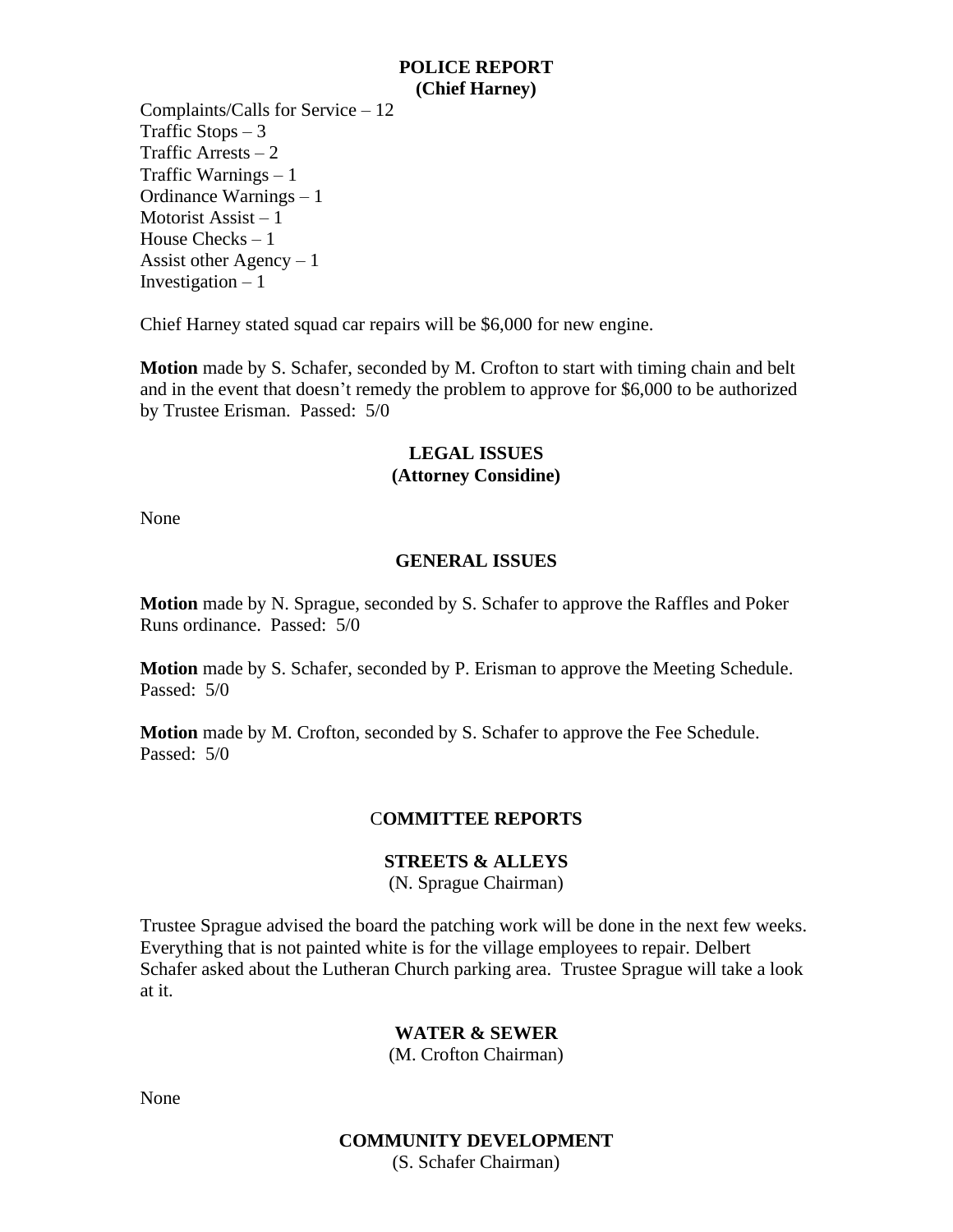## POLICE REPORT
**(Chief Harney)**

Complaints/Calls for Service – 12
Traffic Stops – 3
Traffic Arrests – 2
Traffic Warnings – 1
Ordinance Warnings – 1
Motorist Assist – 1
House Checks – 1
Assist other Agency – 1
Investigation – 1

Chief Harney stated squad car repairs will be $6,000 for new engine.

**Motion** made by S. Schafer, seconded by M. Crofton to start with timing chain and belt and in the event that doesn't remedy the problem to approve for $6,000 to be authorized by Trustee Erisman. Passed: 5/0

## LEGAL ISSUES
**(Attorney Considine)**

None

## GENERAL ISSUES

**Motion** made by N. Sprague, seconded by S. Schafer to approve the Raffles and Poker Runs ordinance. Passed: 5/0

**Motion** made by S. Schafer, seconded by P. Erisman to approve the Meeting Schedule. Passed: 5/0

**Motion** made by M. Crofton, seconded by S. Schafer to approve the Fee Schedule. Passed: 5/0

## COMMITTEE REPORTS

### STREETS & ALLEYS
(N. Sprague Chairman)

Trustee Sprague advised the board the patching work will be done in the next few weeks. Everything that is not painted white is for the village employees to repair. Delbert Schafer asked about the Lutheran Church parking area. Trustee Sprague will take a look at it.

### WATER & SEWER
(M. Crofton Chairman)

None

### COMMUNITY DEVELOPMENT
(S. Schafer Chairman)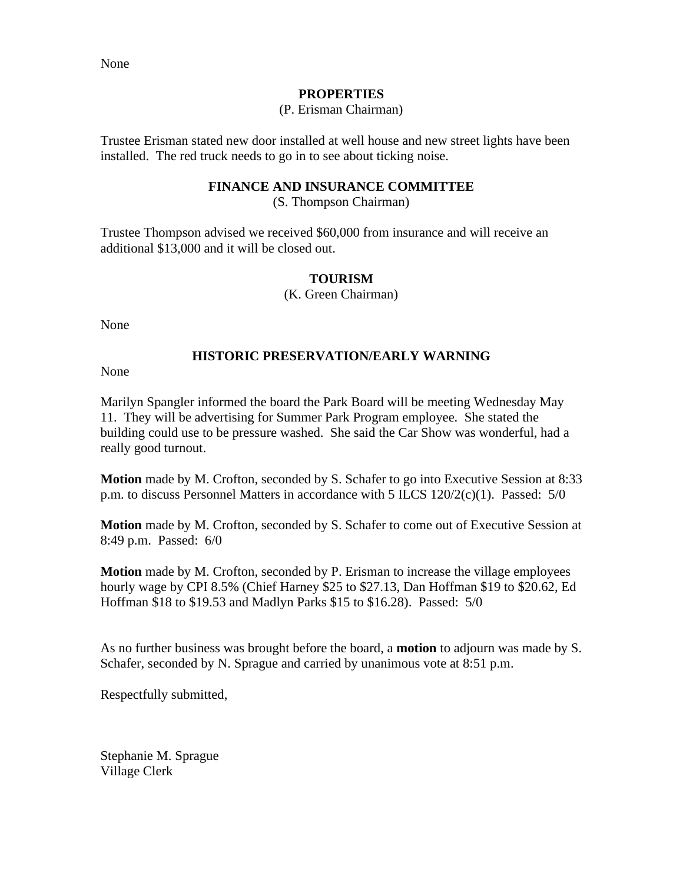None

**PROPERTIES**

(P. Erisman Chairman)

Trustee Erisman stated new door installed at well house and new street lights have been installed. The red truck needs to go in to see about ticking noise.

**FINANCE AND INSURANCE COMMITTEE**

(S. Thompson Chairman)

Trustee Thompson advised we received $60,000 from insurance and will receive an additional $13,000 and it will be closed out.

**TOURISM**

(K. Green Chairman)

None

**HISTORIC PRESERVATION/EARLY WARNING**

None

Marilyn Spangler informed the board the Park Board will be meeting Wednesday May 11. They will be advertising for Summer Park Program employee. She stated the building could use to be pressure washed. She said the Car Show was wonderful, had a really good turnout.

**Motion** made by M. Crofton, seconded by S. Schafer to go into Executive Session at 8:33 p.m. to discuss Personnel Matters in accordance with 5 ILCS 120/2(c)(1). Passed: 5/0

**Motion** made by M. Crofton, seconded by S. Schafer to come out of Executive Session at 8:49 p.m. Passed: 6/0

**Motion** made by M. Crofton, seconded by P. Erisman to increase the village employees hourly wage by CPI 8.5% (Chief Harney $25 to $27.13, Dan Hoffman $19 to $20.62, Ed Hoffman $18 to $19.53 and Madlyn Parks $15 to $16.28). Passed: 5/0

As no further business was brought before the board, a **motion** to adjourn was made by S. Schafer, seconded by N. Sprague and carried by unanimous vote at 8:51 p.m.

Respectfully submitted,

Stephanie M. Sprague
Village Clerk